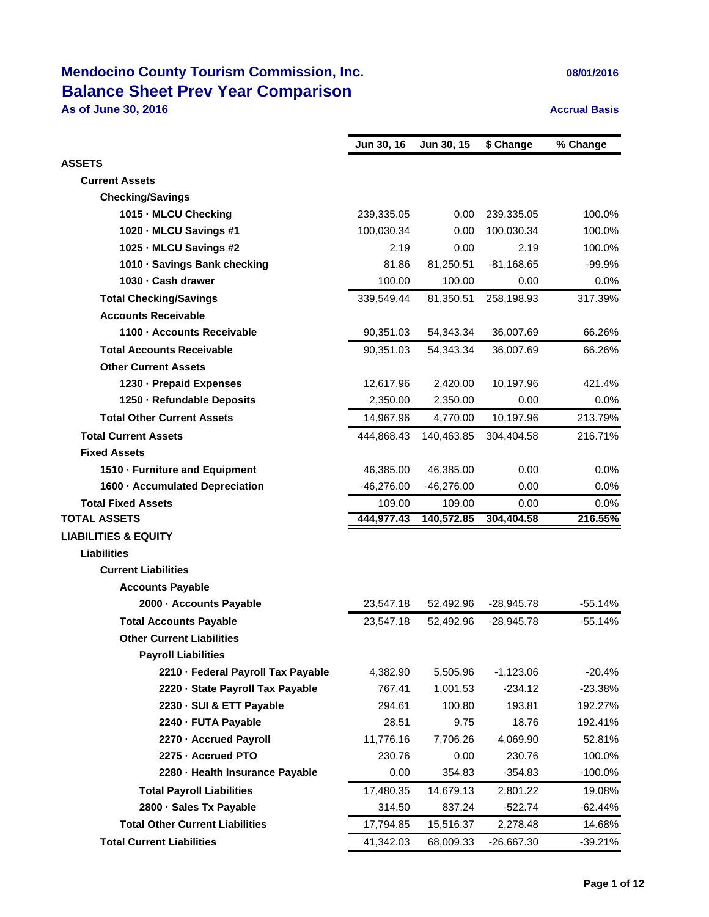# Mendocino County Tourism Commission, Inc.

## Balance Sheet Prev Year Comparison

**As of June 30, 2016**

08/01/2016

Accrual Basis

| | Jun 30, 16 | Jun 30, 15 | $ Change | % Change |
|---|---|---|---|---|
| **ASSETS** | | | | |
| **Current Assets** | | | | |
| **Checking/Savings** | | | | |
| **1015 · MLCU Checking** | 239,335.05 | 0.00 | 239,335.05 | 100.0% |
| **1020 · MLCU Savings #1** | 100,030.34 | 0.00 | 100,030.34 | 100.0% |
| **1025 · MLCU Savings #2** | 2.19 | 0.00 | 2.19 | 100.0% |
| **1010 · Savings Bank checking** | 81.86 | 81,250.51 | -81,168.65 | -99.9% |
| **1030 · Cash drawer** | 100.00 | 100.00 | 0.00 | 0.0% |
| **Total Checking/Savings** | 339,549.44 | 81,350.51 | 258,198.93 | 317.39% |
| **Accounts Receivable** | | | | |
| **1100 · Accounts Receivable** | 90,351.03 | 54,343.34 | 36,007.69 | 66.26% |
| **Total Accounts Receivable** | 90,351.03 | 54,343.34 | 36,007.69 | 66.26% |
| **Other Current Assets** | | | | |
| **1230 · Prepaid Expenses** | 12,617.96 | 2,420.00 | 10,197.96 | 421.4% |
| **1250 · Refundable Deposits** | 2,350.00 | 2,350.00 | 0.00 | 0.0% |
| **Total Other Current Assets** | 14,967.96 | 4,770.00 | 10,197.96 | 213.79% |
| **Total Current Assets** | 444,868.43 | 140,463.85 | 304,404.58 | 216.71% |
| **Fixed Assets** | | | | |
| **1510 · Furniture and Equipment** | 46,385.00 | 46,385.00 | 0.00 | 0.0% |
| **1600 · Accumulated Depreciation** | -46,276.00 | -46,276.00 | 0.00 | 0.0% |
| **Total Fixed Assets** | 109.00 | 109.00 | 0.00 | 0.0% |
| **TOTAL ASSETS** | **444,977.43** | **140,572.85** | **304,404.58** | **216.55%** |
| **LIABILITIES & EQUITY** | | | | |
| **Liabilities** | | | | |
| **Current Liabilities** | | | | |
| **Accounts Payable** | | | | |
| **2000 · Accounts Payable** | 23,547.18 | 52,492.96 | -28,945.78 | -55.14% |
| **Total Accounts Payable** | 23,547.18 | 52,492.96 | -28,945.78 | -55.14% |
| **Other Current Liabilities** | | | | |
| **Payroll Liabilities** | | | | |
| **2210 · Federal Payroll Tax Payable** | 4,382.90 | 5,505.96 | -1,123.06 | -20.4% |
| **2220 · State Payroll Tax Payable** | 767.41 | 1,001.53 | -234.12 | -23.38% |
| **2230 · SUI & ETT Payable** | 294.61 | 100.80 | 193.81 | 192.27% |
| **2240 · FUTA Payable** | 28.51 | 9.75 | 18.76 | 192.41% |
| **2270 · Accrued Payroll** | 11,776.16 | 7,706.26 | 4,069.90 | 52.81% |
| **2275 · Accrued PTO** | 230.76 | 0.00 | 230.76 | 100.0% |
| **2280 · Health Insurance Payable** | 0.00 | 354.83 | -354.83 | -100.0% |
| **Total Payroll Liabilities** | 17,480.35 | 14,679.13 | 2,801.22 | 19.08% |
| **2800 · Sales Tx Payable** | 314.50 | 837.24 | -522.74 | -62.44% |
| **Total Other Current Liabilities** | 17,794.85 | 15,516.37 | 2,278.48 | 14.68% |
| **Total Current Liabilities** | 41,342.03 | 68,009.33 | -26,667.30 | -39.21% |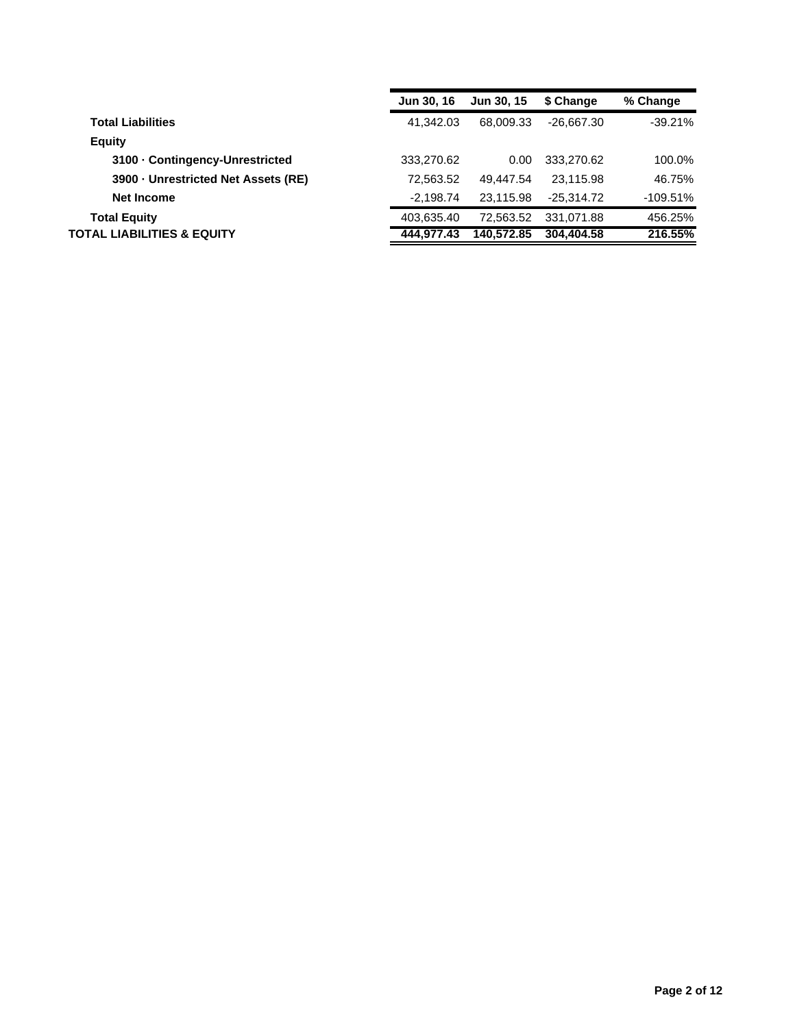| | Jun 30, 16 | Jun 30, 15 | $ Change | % Change |
|---|---|---|---|---|
| **Total Liabilities** | 41,342.03 | 68,009.33 | -26,667.30 | -39.21% |
| **Equity** | | | | |
| **3100 · Contingency-Unrestricted** | 333,270.62 | 0.00 | 333,270.62 | 100.0% |
| **3900 · Unrestricted Net Assets (RE)** | 72,563.52 | 49,447.54 | 23,115.98 | 46.75% |
| **Net Income** | -2,198.74 | 23,115.98 | -25,314.72 | -109.51% |
| **Total Equity** | 403,635.40 | 72,563.52 | 331,071.88 | 456.25% |
| **TOTAL LIABILITIES & EQUITY** | **444,977.43** | **140,572.85** | **304,404.58** | **216.55%** |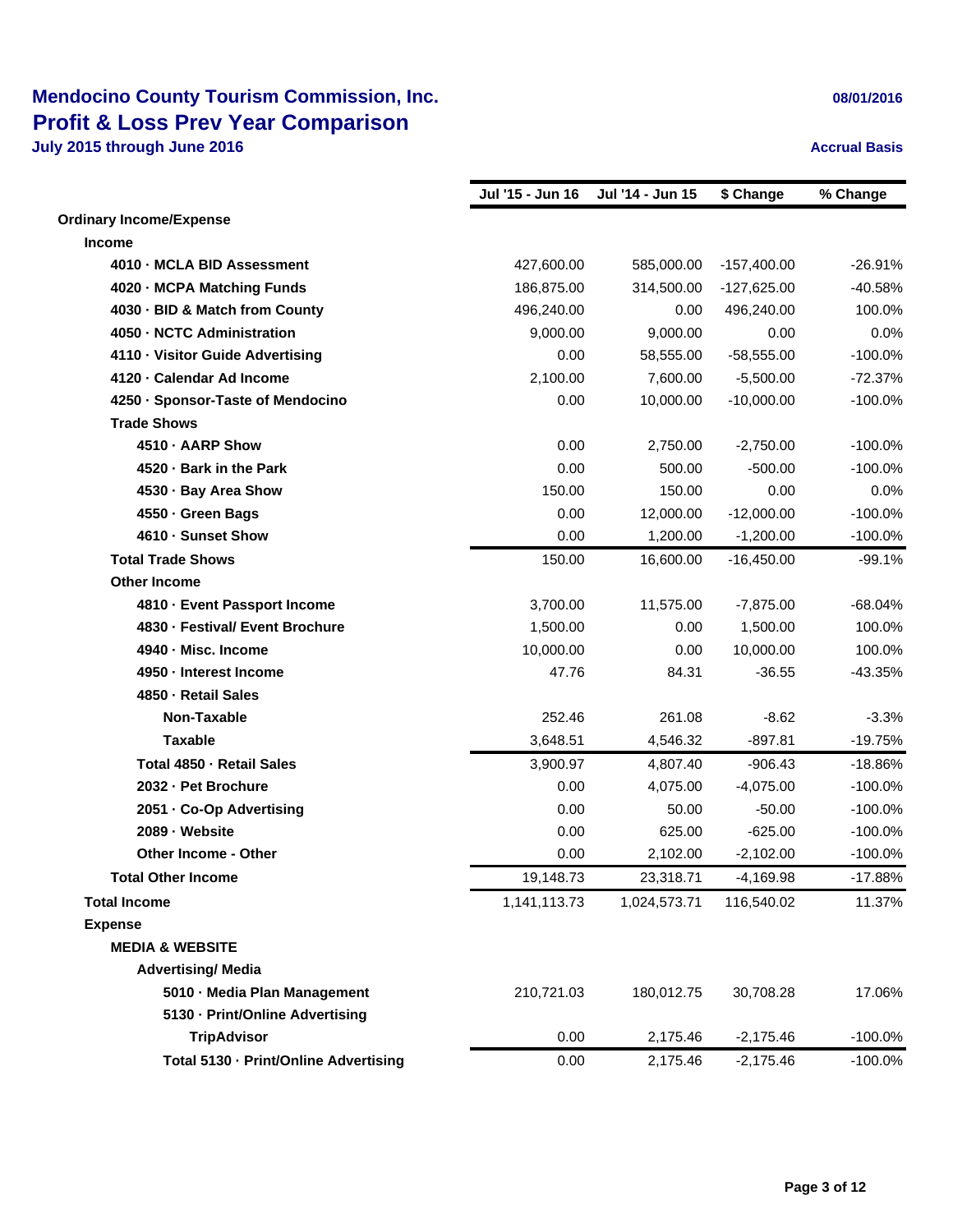# Mendocino County Tourism Commission, Inc.
## Profit & Loss Prev Year Comparison
### July 2015 through June 2016

08/01/2016

Accrual Basis

| | Jul '15 - Jun 16 | Jul '14 - Jun 15 | $ Change | % Change |
|---|---|---|---|---|
| **Ordinary Income/Expense** | | | | |
| **Income** | | | | |
| **4010 · MCLA BID Assessment** | 427,600.00 | 585,000.00 | -157,400.00 | -26.91% |
| **4020 · MCPA Matching Funds** | 186,875.00 | 314,500.00 | -127,625.00 | -40.58% |
| **4030 · BID & Match from County** | 496,240.00 | 0.00 | 496,240.00 | 100.0% |
| **4050 · NCTC Administration** | 9,000.00 | 9,000.00 | 0.00 | 0.0% |
| **4110 · Visitor Guide Advertising** | 0.00 | 58,555.00 | -58,555.00 | -100.0% |
| **4120 · Calendar Ad Income** | 2,100.00 | 7,600.00 | -5,500.00 | -72.37% |
| **4250 · Sponsor-Taste of Mendocino** | 0.00 | 10,000.00 | -10,000.00 | -100.0% |
| **Trade Shows** | | | | |
| **4510 · AARP Show** | 0.00 | 2,750.00 | -2,750.00 | -100.0% |
| **4520 · Bark in the Park** | 0.00 | 500.00 | -500.00 | -100.0% |
| **4530 · Bay Area Show** | 150.00 | 150.00 | 0.00 | 0.0% |
| **4550 · Green Bags** | 0.00 | 12,000.00 | -12,000.00 | -100.0% |
| **4610 · Sunset Show** | 0.00 | 1,200.00 | -1,200.00 | -100.0% |
| **Total Trade Shows** | 150.00 | 16,600.00 | -16,450.00 | -99.1% |
| **Other Income** | | | | |
| **4810 · Event Passport Income** | 3,700.00 | 11,575.00 | -7,875.00 | -68.04% |
| **4830 · Festival/ Event Brochure** | 1,500.00 | 0.00 | 1,500.00 | 100.0% |
| **4940 · Misc. Income** | 10,000.00 | 0.00 | 10,000.00 | 100.0% |
| **4950 · Interest Income** | 47.76 | 84.31 | -36.55 | -43.35% |
| **4850 · Retail Sales** | | | | |
| **Non-Taxable** | 252.46 | 261.08 | -8.62 | -3.3% |
| **Taxable** | 3,648.51 | 4,546.32 | -897.81 | -19.75% |
| **Total 4850 · Retail Sales** | 3,900.97 | 4,807.40 | -906.43 | -18.86% |
| **2032 · Pet Brochure** | 0.00 | 4,075.00 | -4,075.00 | -100.0% |
| **2051 · Co-Op Advertising** | 0.00 | 50.00 | -50.00 | -100.0% |
| **2089 · Website** | 0.00 | 625.00 | -625.00 | -100.0% |
| **Other Income - Other** | 0.00 | 2,102.00 | -2,102.00 | -100.0% |
| **Total Other Income** | 19,148.73 | 23,318.71 | -4,169.98 | -17.88% |
| **Total Income** | 1,141,113.73 | 1,024,573.71 | 116,540.02 | 11.37% |
| **Expense** | | | | |
| **MEDIA & WEBSITE** | | | | |
| **Advertising/ Media** | | | | |
| **5010 · Media Plan Management** | 210,721.03 | 180,012.75 | 30,708.28 | 17.06% |
| **5130 · Print/Online Advertising** | | | | |
| **TripAdvisor** | 0.00 | 2,175.46 | -2,175.46 | -100.0% |
| **Total 5130 · Print/Online Advertising** | 0.00 | 2,175.46 | -2,175.46 | -100.0% |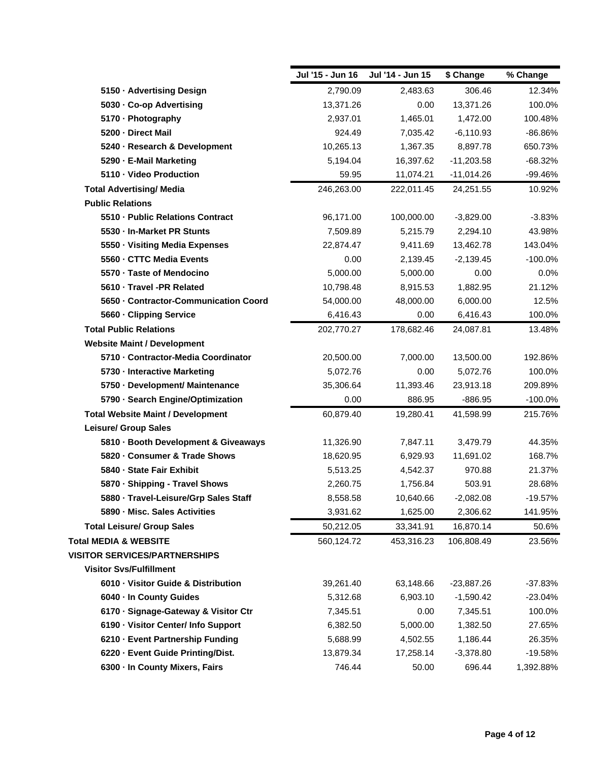| | Jul '15 - Jun 16 | Jul '14 - Jun 15 | $ Change | % Change |
|---|---|---|---|---|
| 5150 · Advertising Design | 2,790.09 | 2,483.63 | 306.46 | 12.34% |
| 5030 · Co-op Advertising | 13,371.26 | 0.00 | 13,371.26 | 100.0% |
| 5170 · Photography | 2,937.01 | 1,465.01 | 1,472.00 | 100.48% |
| 5200 · Direct Mail | 924.49 | 7,035.42 | -6,110.93 | -86.86% |
| 5240 · Research & Development | 10,265.13 | 1,367.35 | 8,897.78 | 650.73% |
| 5290 · E-Mail Marketing | 5,194.04 | 16,397.62 | -11,203.58 | -68.32% |
| 5110 · Video Production | 59.95 | 11,074.21 | -11,014.26 | -99.46% |
| **Total Advertising/ Media** | 246,263.00 | 222,011.45 | 24,251.55 | 10.92% |
| **Public Relations** | | | | |
| 5510 · Public Relations Contract | 96,171.00 | 100,000.00 | -3,829.00 | -3.83% |
| 5530 · In-Market PR Stunts | 7,509.89 | 5,215.79 | 2,294.10 | 43.98% |
| 5550 · Visiting Media Expenses | 22,874.47 | 9,411.69 | 13,462.78 | 143.04% |
| 5560 · CTTC Media Events | 0.00 | 2,139.45 | -2,139.45 | -100.0% |
| 5570 · Taste of Mendocino | 5,000.00 | 5,000.00 | 0.00 | 0.0% |
| 5610 · Travel -PR Related | 10,798.48 | 8,915.53 | 1,882.95 | 21.12% |
| 5650 · Contractor-Communication Coord | 54,000.00 | 48,000.00 | 6,000.00 | 12.5% |
| 5660 · Clipping Service | 6,416.43 | 0.00 | 6,416.43 | 100.0% |
| **Total Public Relations** | 202,770.27 | 178,682.46 | 24,087.81 | 13.48% |
| **Website Maint / Development** | | | | |
| 5710 · Contractor-Media Coordinator | 20,500.00 | 7,000.00 | 13,500.00 | 192.86% |
| 5730 · Interactive Marketing | 5,072.76 | 0.00 | 5,072.76 | 100.0% |
| 5750 · Development/ Maintenance | 35,306.64 | 11,393.46 | 23,913.18 | 209.89% |
| 5790 · Search Engine/Optimization | 0.00 | 886.95 | -886.95 | -100.0% |
| **Total Website Maint / Development** | 60,879.40 | 19,280.41 | 41,598.99 | 215.76% |
| **Leisure/ Group Sales** | | | | |
| 5810 · Booth Development & Giveaways | 11,326.90 | 7,847.11 | 3,479.79 | 44.35% |
| 5820 · Consumer & Trade Shows | 18,620.95 | 6,929.93 | 11,691.02 | 168.7% |
| 5840 · State Fair Exhibit | 5,513.25 | 4,542.37 | 970.88 | 21.37% |
| 5870 · Shipping - Travel Shows | 2,260.75 | 1,756.84 | 503.91 | 28.68% |
| 5880 · Travel-Leisure/Grp Sales Staff | 8,558.58 | 10,640.66 | -2,082.08 | -19.57% |
| 5890 · Misc. Sales Activities | 3,931.62 | 1,625.00 | 2,306.62 | 141.95% |
| **Total Leisure/ Group Sales** | 50,212.05 | 33,341.91 | 16,870.14 | 50.6% |
| **Total MEDIA & WEBSITE** | 560,124.72 | 453,316.23 | 106,808.49 | 23.56% |
| **VISITOR SERVICES/PARTNERSHIPS** | | | | |
| **Visitor Svs/Fulfillment** | | | | |
| 6010 · Visitor Guide & Distribution | 39,261.40 | 63,148.66 | -23,887.26 | -37.83% |
| 6040 · In County Guides | 5,312.68 | 6,903.10 | -1,590.42 | -23.04% |
| 6170 · Signage-Gateway & Visitor Ctr | 7,345.51 | 0.00 | 7,345.51 | 100.0% |
| 6190 · Visitor Center/ Info Support | 6,382.50 | 5,000.00 | 1,382.50 | 27.65% |
| 6210 · Event Partnership Funding | 5,688.99 | 4,502.55 | 1,186.44 | 26.35% |
| 6220 · Event Guide Printing/Dist. | 13,879.34 | 17,258.14 | -3,378.80 | -19.58% |
| 6300 · In County Mixers, Fairs | 746.44 | 50.00 | 696.44 | 1,392.88% |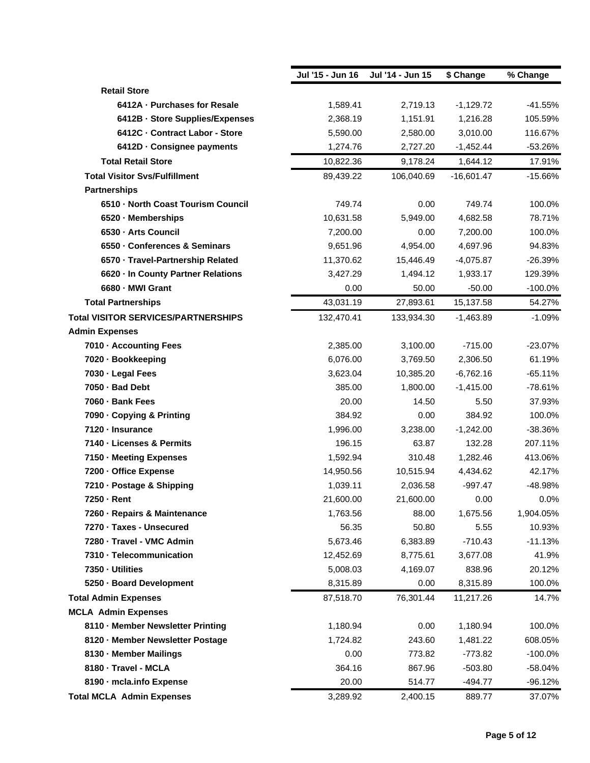| | Jul '15 - Jun 16 | Jul '14 - Jun 15 | $ Change | % Change |
|---|---|---|---|---|
| **Retail Store** | | | | |
| **6412A · Purchases for Resale** | 1,589.41 | 2,719.13 | -1,129.72 | -41.55% |
| **6412B · Store Supplies/Expenses** | 2,368.19 | 1,151.91 | 1,216.28 | 105.59% |
| **6412C · Contract Labor - Store** | 5,590.00 | 2,580.00 | 3,010.00 | 116.67% |
| **6412D · Consignee payments** | 1,274.76 | 2,727.20 | -1,452.44 | -53.26% |
| **Total Retail Store** | 10,822.36 | 9,178.24 | 1,644.12 | 17.91% |
| **Total Visitor Svs/Fulfillment** | 89,439.22 | 106,040.69 | -16,601.47 | -15.66% |
| **Partnerships** | | | | |
| **6510 · North Coast Tourism Council** | 749.74 | 0.00 | 749.74 | 100.0% |
| **6520 · Memberships** | 10,631.58 | 5,949.00 | 4,682.58 | 78.71% |
| **6530 · Arts Council** | 7,200.00 | 0.00 | 7,200.00 | 100.0% |
| **6550 · Conferences & Seminars** | 9,651.96 | 4,954.00 | 4,697.96 | 94.83% |
| **6570 · Travel-Partnership Related** | 11,370.62 | 15,446.49 | -4,075.87 | -26.39% |
| **6620 · In County Partner Relations** | 3,427.29 | 1,494.12 | 1,933.17 | 129.39% |
| **6680 · MWI Grant** | 0.00 | 50.00 | -50.00 | -100.0% |
| **Total Partnerships** | 43,031.19 | 27,893.61 | 15,137.58 | 54.27% |
| **Total VISITOR SERVICES/PARTNERSHIPS** | 132,470.41 | 133,934.30 | -1,463.89 | -1.09% |
| **Admin Expenses** | | | | |
| **7010 · Accounting Fees** | 2,385.00 | 3,100.00 | -715.00 | -23.07% |
| **7020 · Bookkeeping** | 6,076.00 | 3,769.50 | 2,306.50 | 61.19% |
| **7030 · Legal Fees** | 3,623.04 | 10,385.20 | -6,762.16 | -65.11% |
| **7050 · Bad Debt** | 385.00 | 1,800.00 | -1,415.00 | -78.61% |
| **7060 · Bank Fees** | 20.00 | 14.50 | 5.50 | 37.93% |
| **7090 · Copying & Printing** | 384.92 | 0.00 | 384.92 | 100.0% |
| **7120 · Insurance** | 1,996.00 | 3,238.00 | -1,242.00 | -38.36% |
| **7140 · Licenses & Permits** | 196.15 | 63.87 | 132.28 | 207.11% |
| **7150 · Meeting Expenses** | 1,592.94 | 310.48 | 1,282.46 | 413.06% |
| **7200 · Office Expense** | 14,950.56 | 10,515.94 | 4,434.62 | 42.17% |
| **7210 · Postage & Shipping** | 1,039.11 | 2,036.58 | -997.47 | -48.98% |
| **7250 · Rent** | 21,600.00 | 21,600.00 | 0.00 | 0.0% |
| **7260 · Repairs & Maintenance** | 1,763.56 | 88.00 | 1,675.56 | 1,904.05% |
| **7270 · Taxes - Unsecured** | 56.35 | 50.80 | 5.55 | 10.93% |
| **7280 · Travel - VMC Admin** | 5,673.46 | 6,383.89 | -710.43 | -11.13% |
| **7310 · Telecommunication** | 12,452.69 | 8,775.61 | 3,677.08 | 41.9% |
| **7350 · Utilities** | 5,008.03 | 4,169.07 | 838.96 | 20.12% |
| **5250 · Board Development** | 8,315.89 | 0.00 | 8,315.89 | 100.0% |
| **Total Admin Expenses** | 87,518.70 | 76,301.44 | 11,217.26 | 14.7% |
| **MCLA Admin Expenses** | | | | |
| **8110 · Member Newsletter Printing** | 1,180.94 | 0.00 | 1,180.94 | 100.0% |
| **8120 · Member Newsletter Postage** | 1,724.82 | 243.60 | 1,481.22 | 608.05% |
| **8130 · Member Mailings** | 0.00 | 773.82 | -773.82 | -100.0% |
| **8180 · Travel - MCLA** | 364.16 | 867.96 | -503.80 | -58.04% |
| **8190 · mcla.info Expense** | 20.00 | 514.77 | -494.77 | -96.12% |
| **Total MCLA Admin Expenses** | 3,289.92 | 2,400.15 | 889.77 | 37.07% |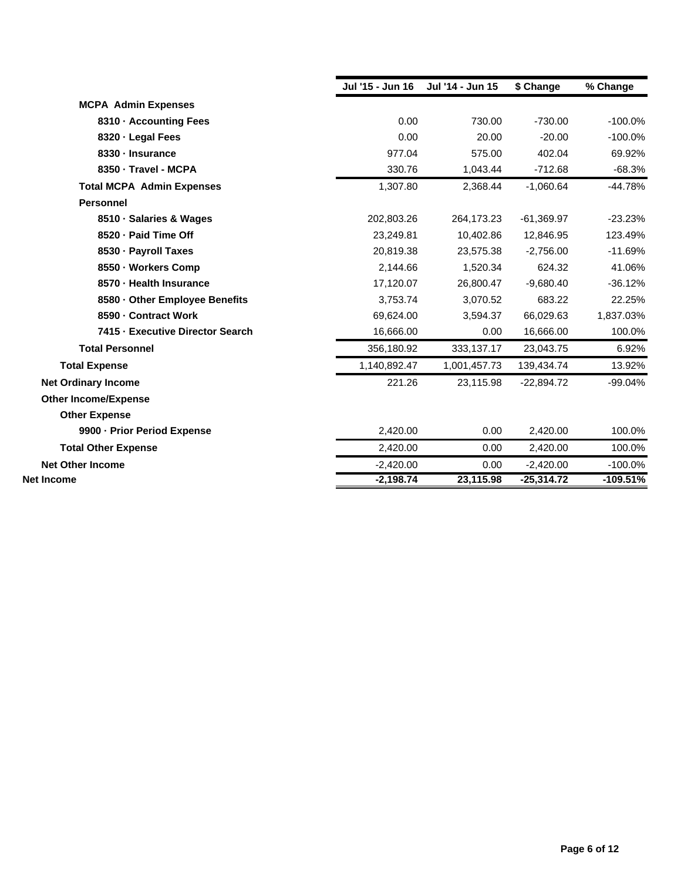| | Jul '15 - Jun 16 | Jul '14 - Jun 15 | $ Change | % Change |
|---|---|---|---|---|
| **MCPA Admin Expenses** | | | | |
| **8310 · Accounting Fees** | 0.00 | 730.00 | -730.00 | -100.0% |
| **8320 · Legal Fees** | 0.00 | 20.00 | -20.00 | -100.0% |
| **8330 · Insurance** | 977.04 | 575.00 | 402.04 | 69.92% |
| **8350 · Travel - MCPA** | 330.76 | 1,043.44 | -712.68 | -68.3% |
| **Total MCPA Admin Expenses** | 1,307.80 | 2,368.44 | -1,060.64 | -44.78% |
| **Personnel** | | | | |
| **8510 · Salaries & Wages** | 202,803.26 | 264,173.23 | -61,369.97 | -23.23% |
| **8520 · Paid Time Off** | 23,249.81 | 10,402.86 | 12,846.95 | 123.49% |
| **8530 · Payroll Taxes** | 20,819.38 | 23,575.38 | -2,756.00 | -11.69% |
| **8550 · Workers Comp** | 2,144.66 | 1,520.34 | 624.32 | 41.06% |
| **8570 · Health Insurance** | 17,120.07 | 26,800.47 | -9,680.40 | -36.12% |
| **8580 · Other Employee Benefits** | 3,753.74 | 3,070.52 | 683.22 | 22.25% |
| **8590 · Contract Work** | 69,624.00 | 3,594.37 | 66,029.63 | 1,837.03% |
| **7415 · Executive Director Search** | 16,666.00 | 0.00 | 16,666.00 | 100.0% |
| **Total Personnel** | 356,180.92 | 333,137.17 | 23,043.75 | 6.92% |
| **Total Expense** | 1,140,892.47 | 1,001,457.73 | 139,434.74 | 13.92% |
| **Net Ordinary Income** | 221.26 | 23,115.98 | -22,894.72 | -99.04% |
| **Other Income/Expense** | | | | |
| **Other Expense** | | | | |
| **9900 · Prior Period Expense** | 2,420.00 | 0.00 | 2,420.00 | 100.0% |
| **Total Other Expense** | 2,420.00 | 0.00 | 2,420.00 | 100.0% |
| **Net Other Income** | -2,420.00 | 0.00 | -2,420.00 | -100.0% |
| **Net Income** | **-2,198.74** | **23,115.98** | **-25,314.72** | **-109.51%** |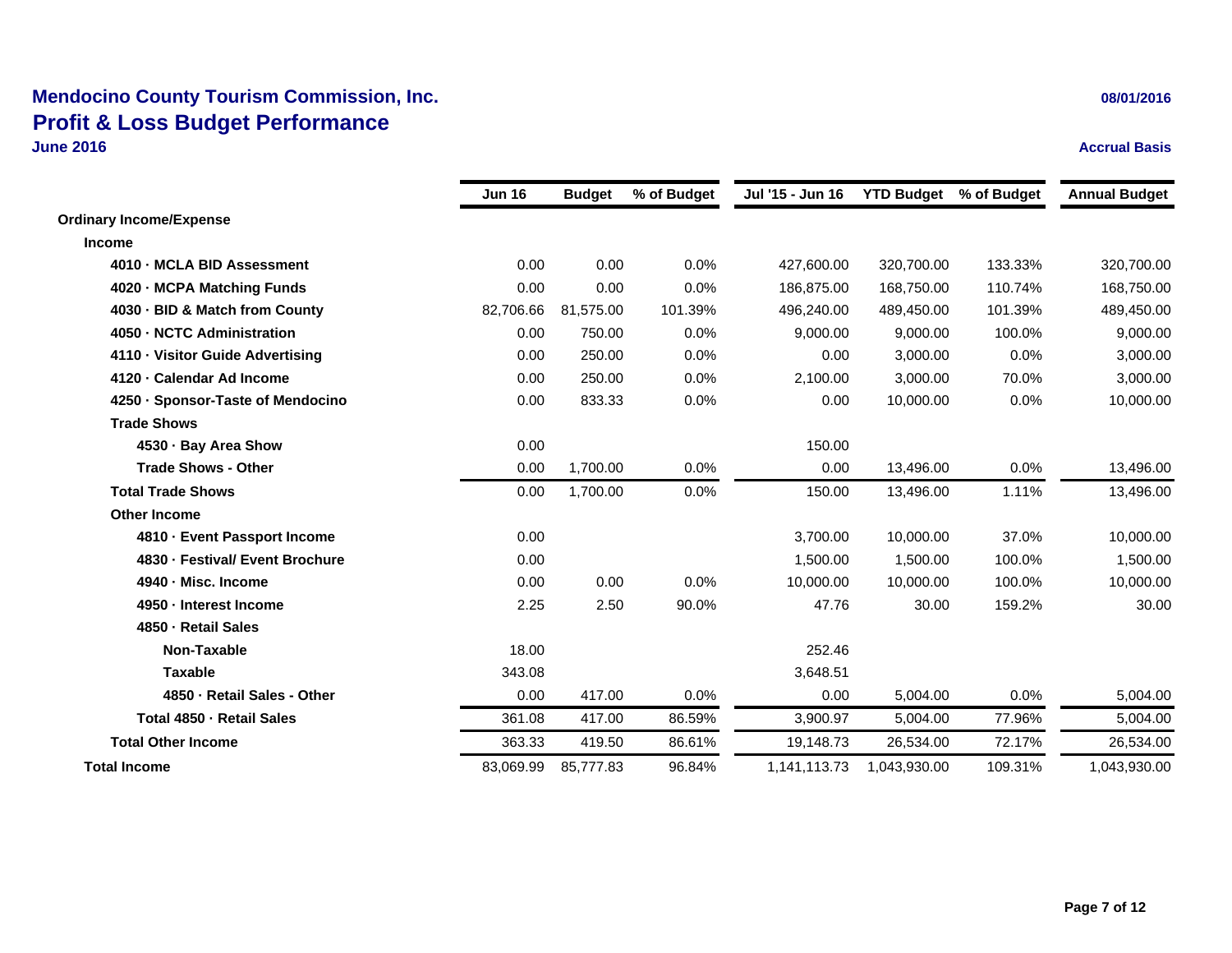# Mendocino County Tourism Commission, Inc.

## Profit & Loss Budget Performance

**June 2016**

08/01/2016

Accrual Basis

| | Jun 16 | Budget | % of Budget | Jul '15 - Jun 16 | YTD Budget | % of Budget | Annual Budget |
|---|---|---|---|---|---|---|---|
| **Ordinary Income/Expense** | | | | | | | |
| **Income** | | | | | | | |
| 4010 · MCLA BID Assessment | 0.00 | 0.00 | 0.0% | 427,600.00 | 320,700.00 | 133.33% | 320,700.00 |
| 4020 · MCPA Matching Funds | 0.00 | 0.00 | 0.0% | 186,875.00 | 168,750.00 | 110.74% | 168,750.00 |
| 4030 · BID & Match from County | 82,706.66 | 81,575.00 | 101.39% | 496,240.00 | 489,450.00 | 101.39% | 489,450.00 |
| 4050 · NCTC Administration | 0.00 | 750.00 | 0.0% | 9,000.00 | 9,000.00 | 100.0% | 9,000.00 |
| 4110 · Visitor Guide Advertising | 0.00 | 250.00 | 0.0% | 0.00 | 3,000.00 | 0.0% | 3,000.00 |
| 4120 · Calendar Ad Income | 0.00 | 250.00 | 0.0% | 2,100.00 | 3,000.00 | 70.0% | 3,000.00 |
| 4250 · Sponsor-Taste of Mendocino | 0.00 | 833.33 | 0.0% | 0.00 | 10,000.00 | 0.0% | 10,000.00 |
| Trade Shows | | | | | | | |
| 4530 · Bay Area Show | 0.00 | | | 150.00 | | | |
| Trade Shows - Other | 0.00 | 1,700.00 | 0.0% | 0.00 | 13,496.00 | 0.0% | 13,496.00 |
| Total Trade Shows | 0.00 | 1,700.00 | 0.0% | 150.00 | 13,496.00 | 1.11% | 13,496.00 |
| Other Income | | | | | | | |
| 4810 · Event Passport Income | 0.00 | | | 3,700.00 | 10,000.00 | 37.0% | 10,000.00 |
| 4830 · Festival/ Event Brochure | 0.00 | | | 1,500.00 | 1,500.00 | 100.0% | 1,500.00 |
| 4940 · Misc. Income | 0.00 | 0.00 | 0.0% | 10,000.00 | 10,000.00 | 100.0% | 10,000.00 |
| 4950 · Interest Income | 2.25 | 2.50 | 90.0% | 47.76 | 30.00 | 159.2% | 30.00 |
| 4850 · Retail Sales | | | | | | | |
| Non-Taxable | 18.00 | | | 252.46 | | | |
| Taxable | 343.08 | | | 3,648.51 | | | |
| 4850 · Retail Sales - Other | 0.00 | 417.00 | 0.0% | 0.00 | 5,004.00 | 0.0% | 5,004.00 |
| Total 4850 · Retail Sales | 361.08 | 417.00 | 86.59% | 3,900.97 | 5,004.00 | 77.96% | 5,004.00 |
| Total Other Income | 363.33 | 419.50 | 86.61% | 19,148.73 | 26,534.00 | 72.17% | 26,534.00 |
| **Total Income** | 83,069.99 | 85,777.83 | 96.84% | 1,141,113.73 | 1,043,930.00 | 109.31% | 1,043,930.00 |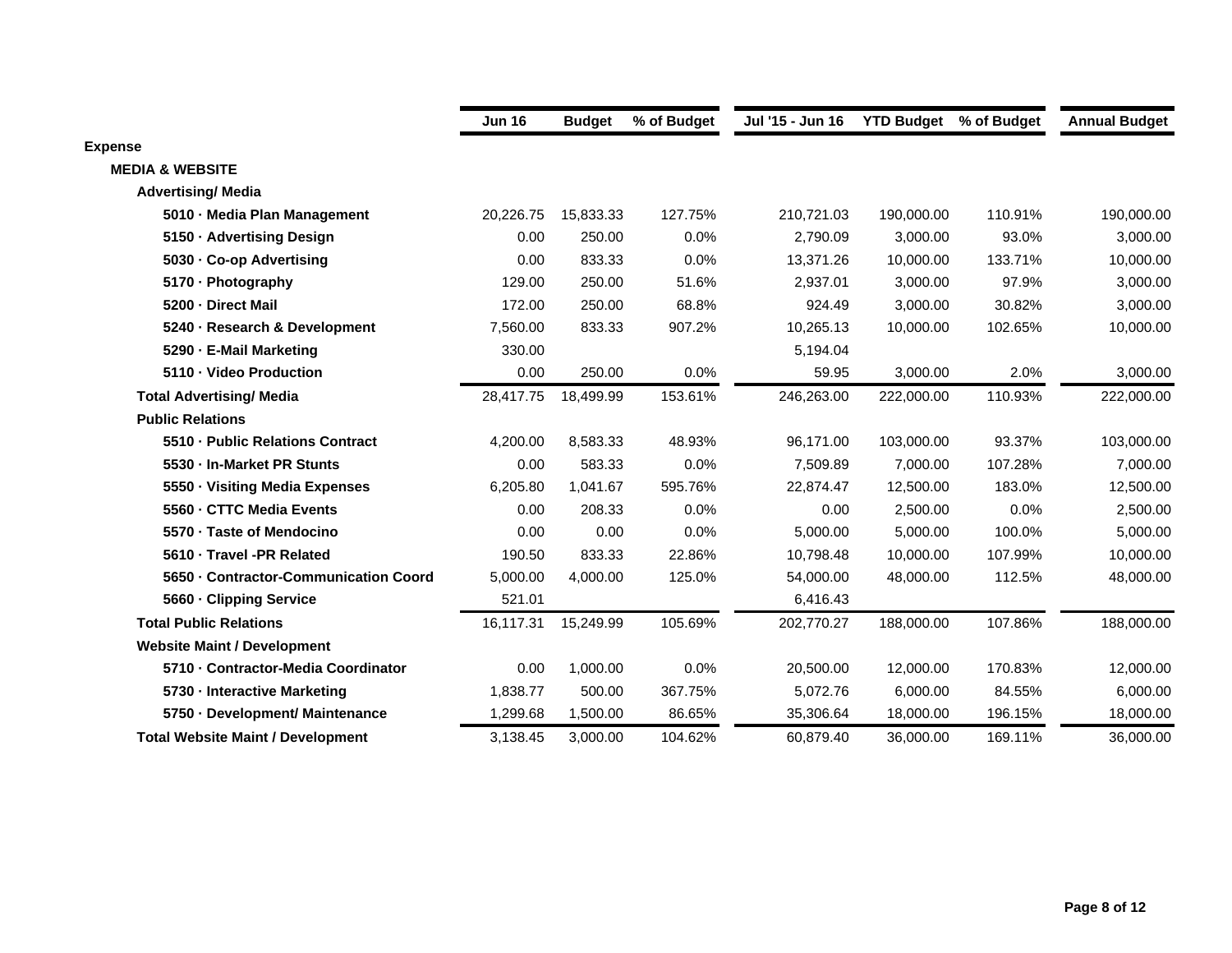| | Jun 16 | Budget | % of Budget | Jul '15 - Jun 16 | YTD Budget | % of Budget | Annual Budget |
|---|---|---|---|---|---|---|---|
| **Expense** | | | | | | | |
| **MEDIA & WEBSITE** | | | | | | | |
| **Advertising/ Media** | | | | | | | |
| **5010 · Media Plan Management** | 20,226.75 | 15,833.33 | 127.75% | 210,721.03 | 190,000.00 | 110.91% | 190,000.00 |
| **5150 · Advertising Design** | 0.00 | 250.00 | 0.0% | 2,790.09 | 3,000.00 | 93.0% | 3,000.00 |
| **5030 · Co-op Advertising** | 0.00 | 833.33 | 0.0% | 13,371.26 | 10,000.00 | 133.71% | 10,000.00 |
| **5170 · Photography** | 129.00 | 250.00 | 51.6% | 2,937.01 | 3,000.00 | 97.9% | 3,000.00 |
| **5200 · Direct Mail** | 172.00 | 250.00 | 68.8% | 924.49 | 3,000.00 | 30.82% | 3,000.00 |
| **5240 · Research & Development** | 7,560.00 | 833.33 | 907.2% | 10,265.13 | 10,000.00 | 102.65% | 10,000.00 |
| **5290 · E-Mail Marketing** | 330.00 | | | 5,194.04 | | | |
| **5110 · Video Production** | 0.00 | 250.00 | 0.0% | 59.95 | 3,000.00 | 2.0% | 3,000.00 |
| **Total Advertising/ Media** | 28,417.75 | 18,499.99 | 153.61% | 246,263.00 | 222,000.00 | 110.93% | 222,000.00 |
| **Public Relations** | | | | | | | |
| **5510 · Public Relations Contract** | 4,200.00 | 8,583.33 | 48.93% | 96,171.00 | 103,000.00 | 93.37% | 103,000.00 |
| **5530 · In-Market PR Stunts** | 0.00 | 583.33 | 0.0% | 7,509.89 | 7,000.00 | 107.28% | 7,000.00 |
| **5550 · Visiting Media Expenses** | 6,205.80 | 1,041.67 | 595.76% | 22,874.47 | 12,500.00 | 183.0% | 12,500.00 |
| **5560 · CTTC Media Events** | 0.00 | 208.33 | 0.0% | 0.00 | 2,500.00 | 0.0% | 2,500.00 |
| **5570 · Taste of Mendocino** | 0.00 | 0.00 | 0.0% | 5,000.00 | 5,000.00 | 100.0% | 5,000.00 |
| **5610 · Travel -PR Related** | 190.50 | 833.33 | 22.86% | 10,798.48 | 10,000.00 | 107.99% | 10,000.00 |
| **5650 · Contractor-Communication Coord** | 5,000.00 | 4,000.00 | 125.0% | 54,000.00 | 48,000.00 | 112.5% | 48,000.00 |
| **5660 · Clipping Service** | 521.01 | | | 6,416.43 | | | |
| **Total Public Relations** | 16,117.31 | 15,249.99 | 105.69% | 202,770.27 | 188,000.00 | 107.86% | 188,000.00 |
| **Website Maint / Development** | | | | | | | |
| **5710 · Contractor-Media Coordinator** | 0.00 | 1,000.00 | 0.0% | 20,500.00 | 12,000.00 | 170.83% | 12,000.00 |
| **5730 · Interactive Marketing** | 1,838.77 | 500.00 | 367.75% | 5,072.76 | 6,000.00 | 84.55% | 6,000.00 |
| **5750 · Development/ Maintenance** | 1,299.68 | 1,500.00 | 86.65% | 35,306.64 | 18,000.00 | 196.15% | 18,000.00 |
| **Total Website Maint / Development** | 3,138.45 | 3,000.00 | 104.62% | 60,879.40 | 36,000.00 | 169.11% | 36,000.00 |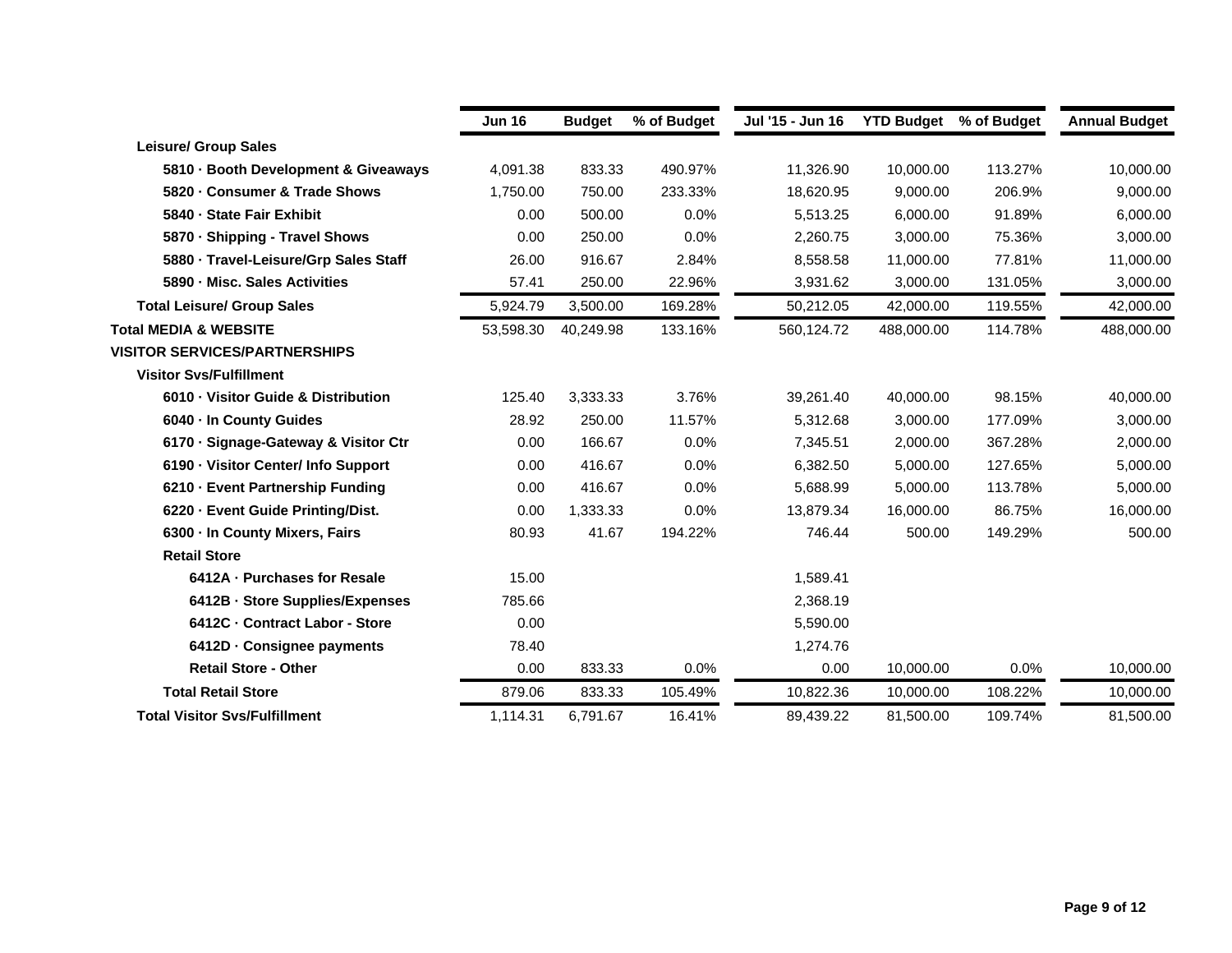| | Jun 16 | Budget | % of Budget | Jul '15 - Jun 16 | YTD Budget | % of Budget | Annual Budget |
|---|---|---|---|---|---|---|---|
| **Leisure/ Group Sales** | | | | | | | |
| **5810 · Booth Development & Giveaways** | 4,091.38 | 833.33 | 490.97% | 11,326.90 | 10,000.00 | 113.27% | 10,000.00 |
| **5820 · Consumer & Trade Shows** | 1,750.00 | 750.00 | 233.33% | 18,620.95 | 9,000.00 | 206.9% | 9,000.00 |
| **5840 · State Fair Exhibit** | 0.00 | 500.00 | 0.0% | 5,513.25 | 6,000.00 | 91.89% | 6,000.00 |
| **5870 · Shipping - Travel Shows** | 0.00 | 250.00 | 0.0% | 2,260.75 | 3,000.00 | 75.36% | 3,000.00 |
| **5880 · Travel-Leisure/Grp Sales Staff** | 26.00 | 916.67 | 2.84% | 8,558.58 | 11,000.00 | 77.81% | 11,000.00 |
| **5890 · Misc. Sales Activities** | 57.41 | 250.00 | 22.96% | 3,931.62 | 3,000.00 | 131.05% | 3,000.00 |
| **Total Leisure/ Group Sales** | 5,924.79 | 3,500.00 | 169.28% | 50,212.05 | 42,000.00 | 119.55% | 42,000.00 |
| **Total MEDIA & WEBSITE** | 53,598.30 | 40,249.98 | 133.16% | 560,124.72 | 488,000.00 | 114.78% | 488,000.00 |
| **VISITOR SERVICES/PARTNERSHIPS** | | | | | | | |
| **Visitor Svs/Fulfillment** | | | | | | | |
| **6010 · Visitor Guide & Distribution** | 125.40 | 3,333.33 | 3.76% | 39,261.40 | 40,000.00 | 98.15% | 40,000.00 |
| **6040 · In County Guides** | 28.92 | 250.00 | 11.57% | 5,312.68 | 3,000.00 | 177.09% | 3,000.00 |
| **6170 · Signage-Gateway & Visitor Ctr** | 0.00 | 166.67 | 0.0% | 7,345.51 | 2,000.00 | 367.28% | 2,000.00 |
| **6190 · Visitor Center/ Info Support** | 0.00 | 416.67 | 0.0% | 6,382.50 | 5,000.00 | 127.65% | 5,000.00 |
| **6210 · Event Partnership Funding** | 0.00 | 416.67 | 0.0% | 5,688.99 | 5,000.00 | 113.78% | 5,000.00 |
| **6220 · Event Guide Printing/Dist.** | 0.00 | 1,333.33 | 0.0% | 13,879.34 | 16,000.00 | 86.75% | 16,000.00 |
| **6300 · In County Mixers, Fairs** | 80.93 | 41.67 | 194.22% | 746.44 | 500.00 | 149.29% | 500.00 |
| **Retail Store** | | | | | | | |
| **6412A · Purchases for Resale** | 15.00 | | | 1,589.41 | | | |
| **6412B · Store Supplies/Expenses** | 785.66 | | | 2,368.19 | | | |
| **6412C · Contract Labor - Store** | 0.00 | | | 5,590.00 | | | |
| **6412D · Consignee payments** | 78.40 | | | 1,274.76 | | | |
| **Retail Store - Other** | 0.00 | 833.33 | 0.0% | 0.00 | 10,000.00 | 0.0% | 10,000.00 |
| **Total Retail Store** | 879.06 | 833.33 | 105.49% | 10,822.36 | 10,000.00 | 108.22% | 10,000.00 |
| **Total Visitor Svs/Fulfillment** | 1,114.31 | 6,791.67 | 16.41% | 89,439.22 | 81,500.00 | 109.74% | 81,500.00 |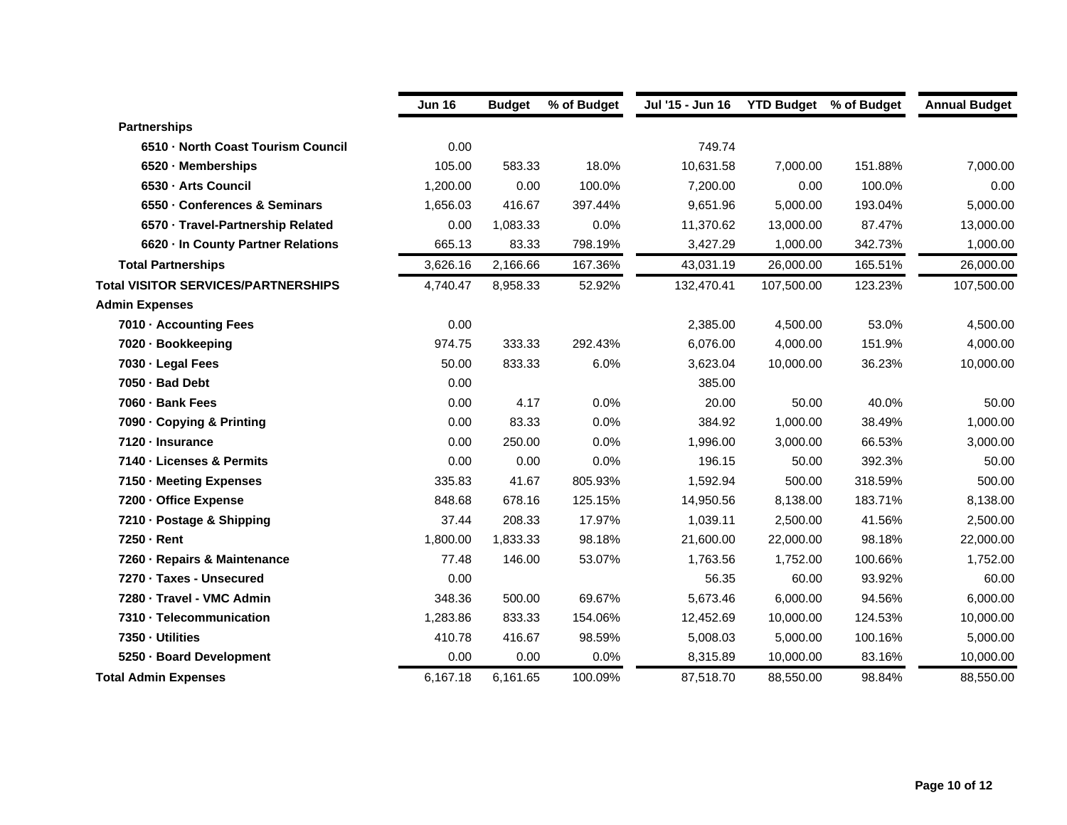| | Jun 16 | Budget | % of Budget | Jul '15 - Jun 16 | YTD Budget | % of Budget | Annual Budget |
|---|---|---|---|---|---|---|---|
| **Partnerships** | | | | | | | |
| **6510 · North Coast Tourism Council** | 0.00 | | | 749.74 | | | |
| **6520 · Memberships** | 105.00 | 583.33 | 18.0% | 10,631.58 | 7,000.00 | 151.88% | 7,000.00 |
| **6530 · Arts Council** | 1,200.00 | 0.00 | 100.0% | 7,200.00 | 0.00 | 100.0% | 0.00 |
| **6550 · Conferences & Seminars** | 1,656.03 | 416.67 | 397.44% | 9,651.96 | 5,000.00 | 193.04% | 5,000.00 |
| **6570 · Travel-Partnership Related** | 0.00 | 1,083.33 | 0.0% | 11,370.62 | 13,000.00 | 87.47% | 13,000.00 |
| **6620 · In County Partner Relations** | 665.13 | 83.33 | 798.19% | 3,427.29 | 1,000.00 | 342.73% | 1,000.00 |
| **Total Partnerships** | 3,626.16 | 2,166.66 | 167.36% | 43,031.19 | 26,000.00 | 165.51% | 26,000.00 |
| **Total VISITOR SERVICES/PARTNERSHIPS** | 4,740.47 | 8,958.33 | 52.92% | 132,470.41 | 107,500.00 | 123.23% | 107,500.00 |
| **Admin Expenses** | | | | | | | |
| **7010 · Accounting Fees** | 0.00 | | | 2,385.00 | 4,500.00 | 53.0% | 4,500.00 |
| **7020 · Bookkeeping** | 974.75 | 333.33 | 292.43% | 6,076.00 | 4,000.00 | 151.9% | 4,000.00 |
| **7030 · Legal Fees** | 50.00 | 833.33 | 6.0% | 3,623.04 | 10,000.00 | 36.23% | 10,000.00 |
| **7050 · Bad Debt** | 0.00 | | | 385.00 | | | |
| **7060 · Bank Fees** | 0.00 | 4.17 | 0.0% | 20.00 | 50.00 | 40.0% | 50.00 |
| **7090 · Copying & Printing** | 0.00 | 83.33 | 0.0% | 384.92 | 1,000.00 | 38.49% | 1,000.00 |
| **7120 · Insurance** | 0.00 | 250.00 | 0.0% | 1,996.00 | 3,000.00 | 66.53% | 3,000.00 |
| **7140 · Licenses & Permits** | 0.00 | 0.00 | 0.0% | 196.15 | 50.00 | 392.3% | 50.00 |
| **7150 · Meeting Expenses** | 335.83 | 41.67 | 805.93% | 1,592.94 | 500.00 | 318.59% | 500.00 |
| **7200 · Office Expense** | 848.68 | 678.16 | 125.15% | 14,950.56 | 8,138.00 | 183.71% | 8,138.00 |
| **7210 · Postage & Shipping** | 37.44 | 208.33 | 17.97% | 1,039.11 | 2,500.00 | 41.56% | 2,500.00 |
| **7250 · Rent** | 1,800.00 | 1,833.33 | 98.18% | 21,600.00 | 22,000.00 | 98.18% | 22,000.00 |
| **7260 · Repairs & Maintenance** | 77.48 | 146.00 | 53.07% | 1,763.56 | 1,752.00 | 100.66% | 1,752.00 |
| **7270 · Taxes - Unsecured** | 0.00 | | | 56.35 | 60.00 | 93.92% | 60.00 |
| **7280 · Travel - VMC Admin** | 348.36 | 500.00 | 69.67% | 5,673.46 | 6,000.00 | 94.56% | 6,000.00 |
| **7310 · Telecommunication** | 1,283.86 | 833.33 | 154.06% | 12,452.69 | 10,000.00 | 124.53% | 10,000.00 |
| **7350 · Utilities** | 410.78 | 416.67 | 98.59% | 5,008.03 | 5,000.00 | 100.16% | 5,000.00 |
| **5250 · Board Development** | 0.00 | 0.00 | 0.0% | 8,315.89 | 10,000.00 | 83.16% | 10,000.00 |
| **Total Admin Expenses** | 6,167.18 | 6,161.65 | 100.09% | 87,518.70 | 88,550.00 | 98.84% | 88,550.00 |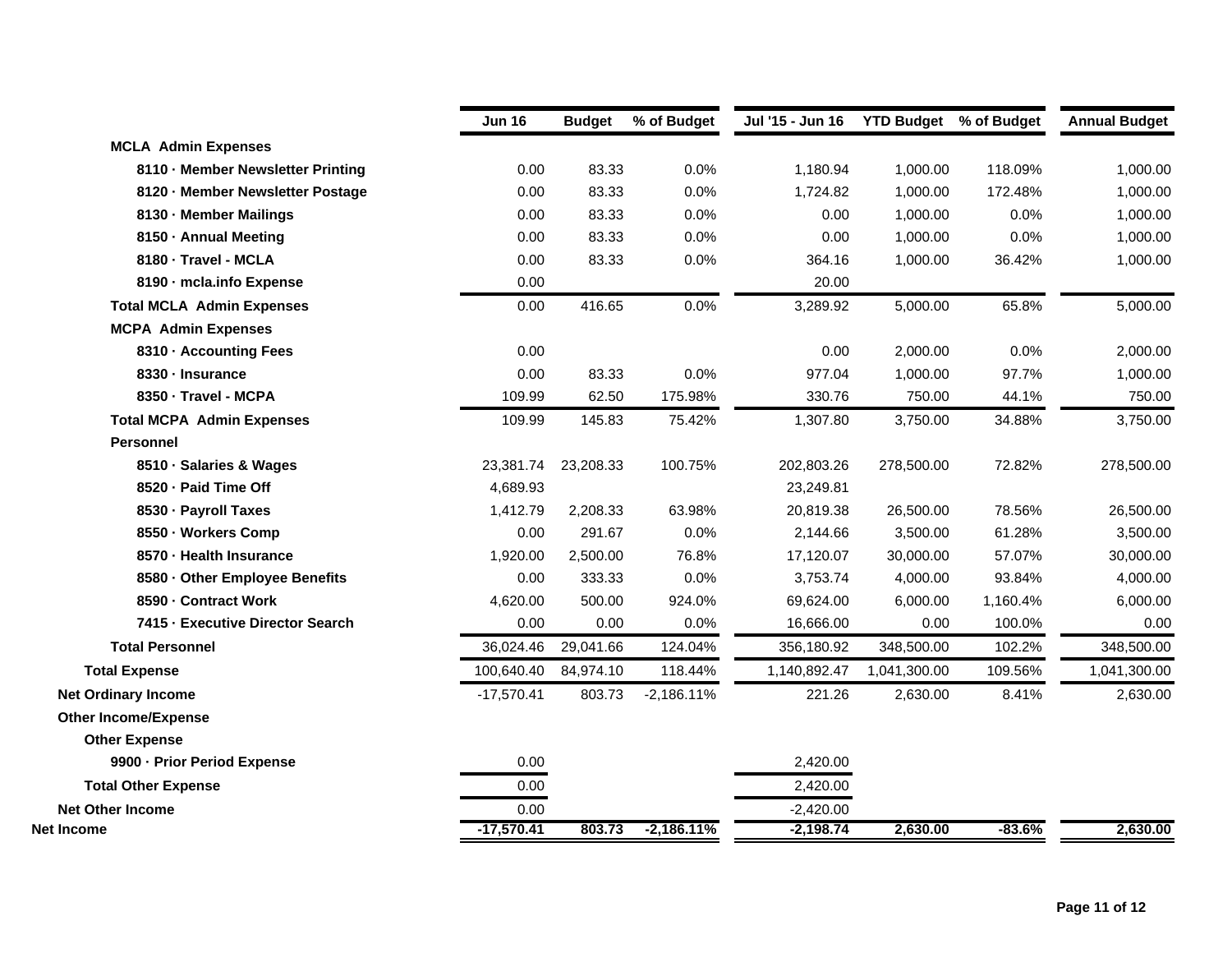| | Jun 16 | Budget | % of Budget | Jul '15 - Jun 16 | YTD Budget | % of Budget | Annual Budget |
|---|---|---|---|---|---|---|---|
| **MCLA Admin Expenses** | | | | | | | |
| **8110 · Member Newsletter Printing** | 0.00 | 83.33 | 0.0% | 1,180.94 | 1,000.00 | 118.09% | 1,000.00 |
| **8120 · Member Newsletter Postage** | 0.00 | 83.33 | 0.0% | 1,724.82 | 1,000.00 | 172.48% | 1,000.00 |
| **8130 · Member Mailings** | 0.00 | 83.33 | 0.0% | 0.00 | 1,000.00 | 0.0% | 1,000.00 |
| **8150 · Annual Meeting** | 0.00 | 83.33 | 0.0% | 0.00 | 1,000.00 | 0.0% | 1,000.00 |
| **8180 · Travel - MCLA** | 0.00 | 83.33 | 0.0% | 364.16 | 1,000.00 | 36.42% | 1,000.00 |
| **8190 · mcla.info Expense** | 0.00 | | | 20.00 | | | |
| **Total MCLA Admin Expenses** | 0.00 | 416.65 | 0.0% | 3,289.92 | 5,000.00 | 65.8% | 5,000.00 |
| **MCPA Admin Expenses** | | | | | | | |
| **8310 · Accounting Fees** | 0.00 | | | 0.00 | 2,000.00 | 0.0% | 2,000.00 |
| **8330 · Insurance** | 0.00 | 83.33 | 0.0% | 977.04 | 1,000.00 | 97.7% | 1,000.00 |
| **8350 · Travel - MCPA** | 109.99 | 62.50 | 175.98% | 330.76 | 750.00 | 44.1% | 750.00 |
| **Total MCPA Admin Expenses** | 109.99 | 145.83 | 75.42% | 1,307.80 | 3,750.00 | 34.88% | 3,750.00 |
| **Personnel** | | | | | | | |
| **8510 · Salaries & Wages** | 23,381.74 | 23,208.33 | 100.75% | 202,803.26 | 278,500.00 | 72.82% | 278,500.00 |
| **8520 · Paid Time Off** | 4,689.93 | | | 23,249.81 | | | |
| **8530 · Payroll Taxes** | 1,412.79 | 2,208.33 | 63.98% | 20,819.38 | 26,500.00 | 78.56% | 26,500.00 |
| **8550 · Workers Comp** | 0.00 | 291.67 | 0.0% | 2,144.66 | 3,500.00 | 61.28% | 3,500.00 |
| **8570 · Health Insurance** | 1,920.00 | 2,500.00 | 76.8% | 17,120.07 | 30,000.00 | 57.07% | 30,000.00 |
| **8580 · Other Employee Benefits** | 0.00 | 333.33 | 0.0% | 3,753.74 | 4,000.00 | 93.84% | 4,000.00 |
| **8590 · Contract Work** | 4,620.00 | 500.00 | 924.0% | 69,624.00 | 6,000.00 | 1,160.4% | 6,000.00 |
| **7415 · Executive Director Search** | 0.00 | 0.00 | 0.0% | 16,666.00 | 0.00 | 100.0% | 0.00 |
| **Total Personnel** | 36,024.46 | 29,041.66 | 124.04% | 356,180.92 | 348,500.00 | 102.2% | 348,500.00 |
| **Total Expense** | 100,640.40 | 84,974.10 | 118.44% | 1,140,892.47 | 1,041,300.00 | 109.56% | 1,041,300.00 |
| **Net Ordinary Income** | -17,570.41 | 803.73 | -2,186.11% | 221.26 | 2,630.00 | 8.41% | 2,630.00 |
| **Other Income/Expense** | | | | | | | |
| **Other Expense** | | | | | | | |
| **9900 · Prior Period Expense** | 0.00 | | | 2,420.00 | | | |
| **Total Other Expense** | 0.00 | | | 2,420.00 | | | |
| **Net Other Income** | 0.00 | | | -2,420.00 | | | |
| **Net Income** | **-17,570.41** | **803.73** | **-2,186.11%** | **-2,198.74** | **2,630.00** | **-83.6%** | **2,630.00** |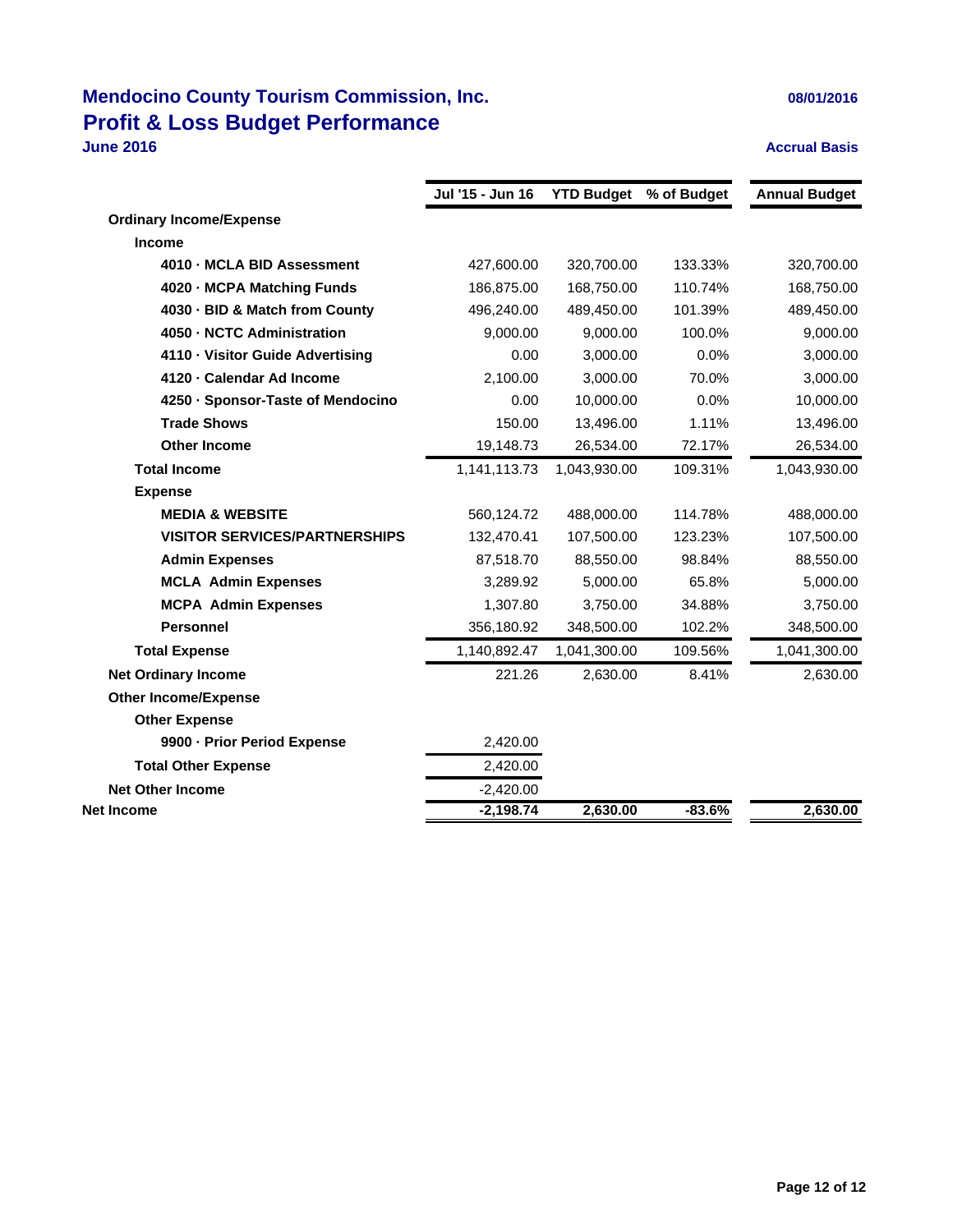# Mendocino County Tourism Commission, Inc.

## Profit & Loss Budget Performance

**June 2016**

08/01/2016

Accrual Basis

| | Jul '15 - Jun 16 | YTD Budget | % of Budget | Annual Budget |
|---|---|---|---|---|
| **Ordinary Income/Expense** | | | | |
| **Income** | | | | |
| **4010 · MCLA BID Assessment** | 427,600.00 | 320,700.00 | 133.33% | 320,700.00 |
| **4020 · MCPA Matching Funds** | 186,875.00 | 168,750.00 | 110.74% | 168,750.00 |
| **4030 · BID & Match from County** | 496,240.00 | 489,450.00 | 101.39% | 489,450.00 |
| **4050 · NCTC Administration** | 9,000.00 | 9,000.00 | 100.0% | 9,000.00 |
| **4110 · Visitor Guide Advertising** | 0.00 | 3,000.00 | 0.0% | 3,000.00 |
| **4120 · Calendar Ad Income** | 2,100.00 | 3,000.00 | 70.0% | 3,000.00 |
| **4250 · Sponsor-Taste of Mendocino** | 0.00 | 10,000.00 | 0.0% | 10,000.00 |
| **Trade Shows** | 150.00 | 13,496.00 | 1.11% | 13,496.00 |
| **Other Income** | 19,148.73 | 26,534.00 | 72.17% | 26,534.00 |
| **Total Income** | 1,141,113.73 | 1,043,930.00 | 109.31% | 1,043,930.00 |
| **Expense** | | | | |
| **MEDIA & WEBSITE** | 560,124.72 | 488,000.00 | 114.78% | 488,000.00 |
| **VISITOR SERVICES/PARTNERSHIPS** | 132,470.41 | 107,500.00 | 123.23% | 107,500.00 |
| **Admin Expenses** | 87,518.70 | 88,550.00 | 98.84% | 88,550.00 |
| **MCLA Admin Expenses** | 3,289.92 | 5,000.00 | 65.8% | 5,000.00 |
| **MCPA Admin Expenses** | 1,307.80 | 3,750.00 | 34.88% | 3,750.00 |
| **Personnel** | 356,180.92 | 348,500.00 | 102.2% | 348,500.00 |
| **Total Expense** | 1,140,892.47 | 1,041,300.00 | 109.56% | 1,041,300.00 |
| **Net Ordinary Income** | 221.26 | 2,630.00 | 8.41% | 2,630.00 |
| **Other Income/Expense** | | | | |
| **Other Expense** | | | | |
| **9900 · Prior Period Expense** | 2,420.00 | | | |
| **Total Other Expense** | 2,420.00 | | | |
| **Net Other Income** | -2,420.00 | | | |
| **Net Income** | **-2,198.74** | **2,630.00** | **-83.6%** | **2,630.00** |